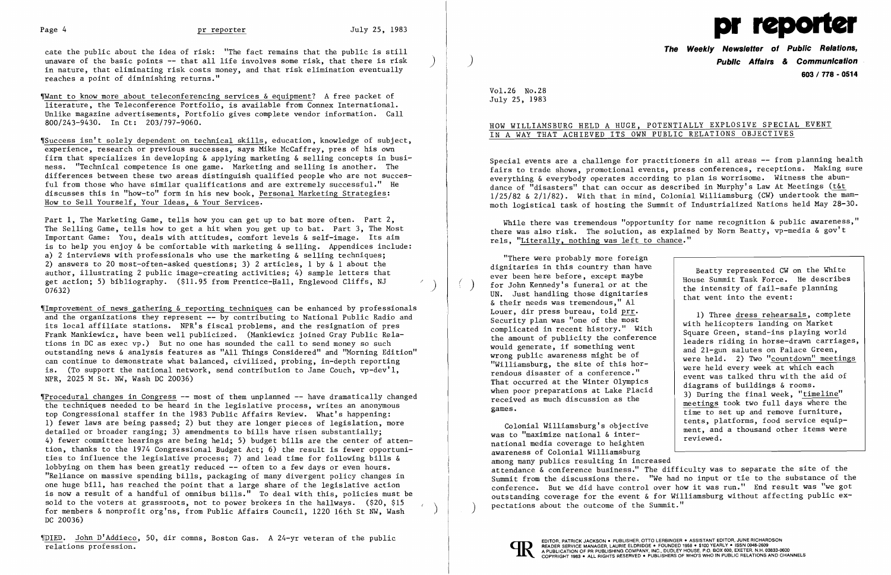cate the public about the idea of risk: "The fact remains that the public is still unaware of the basic points -- that all life involves some risk, that there is risk in nature, that eliminating risk costs money, and that risk elimination eventually reaches a point of diminishing returns."

¶Want to know more about teleconferencing services & equipment? A free packet of literature, the Teleconference Portfolio, is available from Connex International. Unlike magazine advertisements, Portfolio gives complete vendor information. Call 800/243-9430. In Ct: 203/797-9060.

¶Success isn't solely dependent on technical skills, education, knowledge of subject, experience, research or previous successes, says Mike McCaffrey, pres of his own firm that specializes in developing & applying marketing & selling concepts in business. "Technical competence is one game. Marketing and selling is another. The differences between these two areas distinguish qualified people who are not successful from those who have similar qualifications and are extremely successful." He discusses this in "how-to" form in his new book, Personal Marketing Strategies: How to Sell Yourself, Your Ideas, & Your Services.

Part 1, The Marketing Game, tells how you can get up to bat more often. Part 2, The Selling Game, tells how to get a hit when you get up to bat. Part 3, The Most Important Game: You, deals with attitudes, comfort levels & self-image. Its aim is to help you enjoy & be comfortable with marketing & selling. Appendices include: a) 2 interviews with professionals who use the marketing & selling techniques; 2) answers to 20 most-often-asked questions; 3) 2 articles, 1 by & 1 about the author, illustrating 2 public image-creating activities; 4) sample letters that get action; 5) bibliography. ($11.95 from Prentice-Hall, Englewood Cliffs, NJ 07632)

¶Improvement of news gathering & reporting techniques can be enhanced by professionals and the organizations they represent -- by contributing to National Public Radio and its local affiliate stations. NPR's fiscal problems, and the resignation of pres Frank Mankiewicz, have been well publicized. (Mankiewicz joined Gray Public Relations in DC as exec vp.) But no one has sounded the call to send money so such outstanding news & analysis features as "All Things Considered" and "Morning Edition" can continue to demonstrate what balanced, civilized, probing, in-depth reporting is. (To support the national network, send contribution to Jane Couch, vp-dev'l, NPR, 2025 M St. NW, Wash DC 20036)

¶Procedural changes in Congress -- most of them unplanned -- have dramatically changed the techniques needed to be heard in the legislative process, writes an anonymous top Congressional staffer in the 1983 Public Affairs Review. What's happening: 1) fewer laws are being passed; 2) but they are longer pieces of legislation, more detailed or broader ranging; 3) amendments to bills have risen substantially; 4) fewer committee hearings are being held; 5) budget bills are the center of attention, thanks to the 1974 Congressional Budget Act; 6) the result is fewer opportunities to influence the legislative process; 7) and lead time for following bills & lobbying on them has been greatly reduced -- often to a few days or even hours. "Reliance on massive spending bills, packaging of many divergent policy changes in one huge bill, has reached the point that a large share of the legislative action is now a result of a handful of omnibus bills." To deal with this, policies must be sold to the voters at grassroots, not to power brokers in the hallways. ($20, $15 for members & nonprofit org'ns, from Public Affairs Council, 1220 16th St NW, Wash DC 20036)

¶DIED. John D'Addieco, 50, dir comns, Boston Gas. A 24-yr veteran of the public relations profession.

# pr reporter

**The Weekly Newsletter of Public Relations, Public Affairs & Communication**

**603 / 778 - 0514**

Vol.26 No.28
July 25, 1983

## HOW WILLIAMSBURG HELD A HUGE, POTENTIALLY EXPLOSIVE SPECIAL EVENT IN A WAY THAT ACHIEVED ITS OWN PUBLIC RELATIONS OBJECTIVES

Special events are a challenge for practitioners in all areas -- from planning health fairs to trade shows, promotional events, press conferences, receptions. Making sure everything & everybody operates according to plan is worrisome. Witness the abundance of "disasters" that can occur as described in Murphy's Law At Meetings (t&t 1/25/82 & 2/1/82). With that in mind, Colonial Williamsburg (CW) undertook the mammoth logistical task of hosting the Summit of Industrialized Nations held May 28-30.

While there was tremendous "opportunity for name recognition & public awareness," there was also risk. The solution, as explained by Norm Beatty, vp-media & gov't rels, "Literally, nothing was left to chance."

"There were probably more foreign dignitaries in this country than have ever been here before, except maybe for John Kennedy's funeral or at the UN. Just handling those dignitaries & their needs was tremendous," Al Louer, dir press bureau, told prr. Security plan was "one of the most complicated in recent history." With the amount of publicity the conference would generate, if something went wrong public awareness might be of "Williamsburg, the site of this horrendous disaster of a conference." That occurred at the Winter Olympics when poor preparations at Lake Placid received as much discussion as the games.

> Beatty represented CW on the White House Summit Task Force. He describes the intensity of fail-safe planning that went into the event:
>
> 1) Three dress rehearsals, complete with helicopters landing on Market Square Green, stand-ins playing world leaders riding in horse-drawn carriages, and 21-gun salutes on Palace Green, were held. 2) Two "countdown" meetings were held every week at which each event was talked thru with the aid of diagrams of buildings & rooms. 3) During the final week, "timeline" meetings took two full days where the time to set up and remove furniture, tents, platforms, food service equipment, and a thousand other items were reviewed.

Colonial Williamsburg's objective was to "maximize national & international media coverage to heighten awareness of Colonial Williamsburg among many publics resulting in increased attendance & conference business." The difficulty was to separate the site of the Summit from the discussions there. "We had no input or tie to the substance of the conference. But we did have control over how it was run." End result was "we got outstanding coverage for the event & for Williamsburg without affecting public expectations about the outcome of the Summit."

EDITOR, PATRICK JACKSON • PUBLISHER, OTTO LERBINGER • ASSISTANT EDITOR, JUNE RICHARDSON
READER SERVICE MANAGER, LAURIE ELDRIDGE • FOUNDED 1958 • $100 YEARLY • ISSN 0048-2609
A PUBLICATION OF PR PUBLISHING COMPANY, INC., DUDLEY HOUSE, P.O. BOX 600, EXETER, N.H. 03833-0600
COPYRIGHT 1983 • ALL RIGHTS RESERVED • PUBLISHERS OF WHO'S WHO IN PUBLIC RELATIONS AND CHANNELS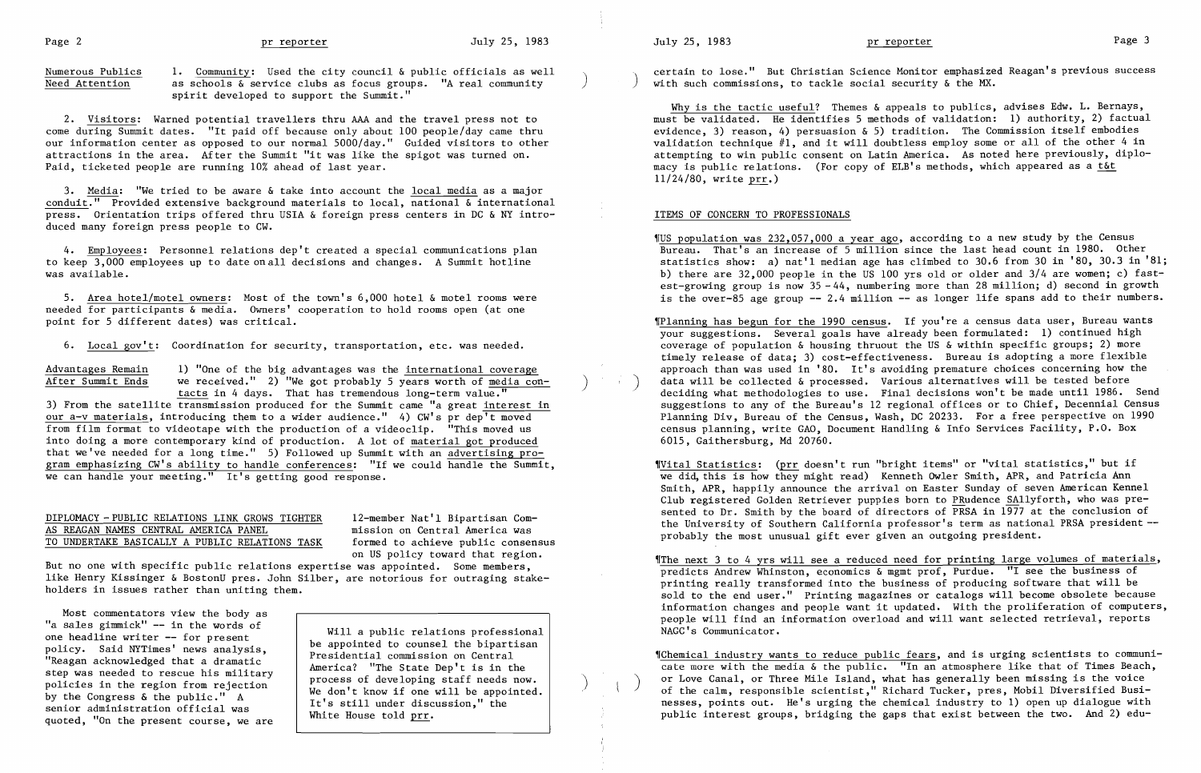**Numerous Publics Need Attention** 1. Community: Used the city council & public officials as well as schools & service clubs as focus groups. "A real community spirit developed to support the Summit."

2. Visitors: Warned potential travellers thru AAA and the travel press not to come during Summit dates. "It paid off because only about 100 people/day came thru our information center as opposed to our normal 5000/day." Guided visitors to other attractions in the area. After the Summit "it was like the spigot was turned on. Paid, ticketed people are running 10% ahead of last year.

3. Media: "We tried to be aware & take into account the local media as a major conduit." Provided extensive background materials to local, national & international press. Orientation trips offered thru USIA & foreign press centers in DC & NY introduced many foreign press people to CW.

4. Employees: Personnel relations dep't created a special communications plan to keep 3,000 employees up to date on all decisions and changes. A Summit hotline was available.

5. Area hotel/motel owners: Most of the town's 6,000 hotel & motel rooms were needed for participants & media. Owners' cooperation to hold rooms open (at one point for 5 different dates) was critical.

6. Local gov't: Coordination for security, transportation, etc. was needed.

**Advantages Remain After Summit Ends** 1) "One of the big advantages was the international coverage we received." 2) "We got probably 5 years worth of media contacts in 4 days. That has tremendous long-term value." 3) From the satellite transmission produced for the Summit came "a great interest in our a-v materials, introducing them to a wider audience." 4) CW's pr dep't moved from film format to videotape with the production of a videoclip. "This moved us into doing a more contemporary kind of production. A lot of material got produced that we've needed for a long time." 5) Followed up Summit with an advertising program emphasizing CW's ability to handle conferences: "If we could handle the Summit, we can handle your meeting." It's getting good response.

## DIPLOMACY - PUBLIC RELATIONS LINK GROWS TIGHTER AS REAGAN NAMES CENTRAL AMERICA PANEL TO UNDERTAKE BASICALLY A PUBLIC RELATIONS TASK

12-member Nat'l Bipartisan Commission on Central America was formed to achieve public consensus on US policy toward that region. But no one with specific public relations expertise was appointed. Some members, like Henry Kissinger & BostonU pres. John Silber, are notorious for outraging stakeholders in issues rather than uniting them.

Most commentators view the body as "a sales gimmick" -- in the words of one headline writer -- for present policy. Said NYTimes' news analysis, "Reagan acknowledged that a dramatic step was needed to rescue his military policies in the region from rejection by the Congress & the public." A senior administration official was quoted, "On the present course, we are certain to lose." But Christian Science Monitor emphasized Reagan's previous success with such commissions, to tackle social security & the MX.

> Will a public relations professional be appointed to counsel the bipartisan Presidential commission on Central America? "The State Dep't is in the process of developing staff needs now. We don't know if one will be appointed. It's still under discussion," the White House told prr.

Why is the tactic useful? Themes & appeals to publics, advises Edw. L. Bernays, must be validated. He identifies 5 methods of validation: 1) authority, 2) factual evidence, 3) reason, 4) persuasion & 5) tradition. The Commission itself embodies validation technique #1, and it will doubtless employ some or all of the other 4 in attempting to win public consent on Latin America. As noted here previously, diplomacy is public relations. (For copy of ELB's methods, which appeared as a t&t 11/24/80, write prr.)

## ITEMS OF CONCERN TO PROFESSIONALS

¶US population was 232,057,000 a year ago, according to a new study by the Census Bureau. That's an increase of 5 million since the last head count in 1980. Other statistics show: a) nat'l median age has climbed to 30.6 from 30 in '80, 30.3 in '81; b) there are 32,000 people in the US 100 yrs old or older and 3/4 are women; c) fastest-growing group is now 35 - 44, numbering more than 28 million; d) second in growth is the over-85 age group -- 2.4 million -- as longer life spans add to their numbers.

¶Planning has begun for the 1990 census. If you're a census data user, Bureau wants your suggestions. Several goals have already been formulated: 1) continued high coverage of population & housing thruout the US & within specific groups; 2) more timely release of data; 3) cost-effectiveness. Bureau is adopting a more flexible approach than was used in '80. It's avoiding premature choices concerning how the data will be collected & processed. Various alternatives will be tested before deciding what methodologies to use. Final decisions won't be made until 1986. Send suggestions to any of the Bureau's 12 regional offices or to Chief, Decennial Census Planning Div, Bureau of the Census, Wash, DC 20233. For a free perspective on 1990 census planning, write GAO, Document Handling & Info Services Facility, P.O. Box 6015, Gaithersburg, Md 20760.

¶Vital Statistics: (prr doesn't run "bright items" or "vital statistics," but if we did, this is how they might read) Kenneth Owler Smith, APR, and Patricia Ann Smith, APR, happily announce the arrival on Easter Sunday of seven American Kennel Club registered Golden Retriever puppies born to PRudence SAllyforth, who was presented to Dr. Smith by the board of directors of PRSA in 1977 at the conclusion of the University of Southern California professor's term as national PRSA president -- probably the most unusual gift ever given an outgoing president.

¶The next 3 to 4 yrs will see a reduced need for printing large volumes of materials, predicts Andrew Whinston, economics & mgmt prof, Purdue. "I see the business of printing really transformed into the business of producing software that will be sold to the end user." Printing magazines or catalogs will become obsolete because information changes and people want it updated. With the proliferation of computers, people will find an information overload and will want selected retrieval, reports NAGC's Communicator.

¶Chemical industry wants to reduce public fears, and is urging scientists to communicate more with the media & the public. "In an atmosphere like that of Times Beach, or Love Canal, or Three Mile Island, what has generally been missing is the voice of the calm, responsible scientist," Richard Tucker, pres, Mobil Diversified Businesses, points out. He's urging the chemical industry to 1) open up dialogue with public interest groups, bridging the gaps that exist between the two. And 2) edu-